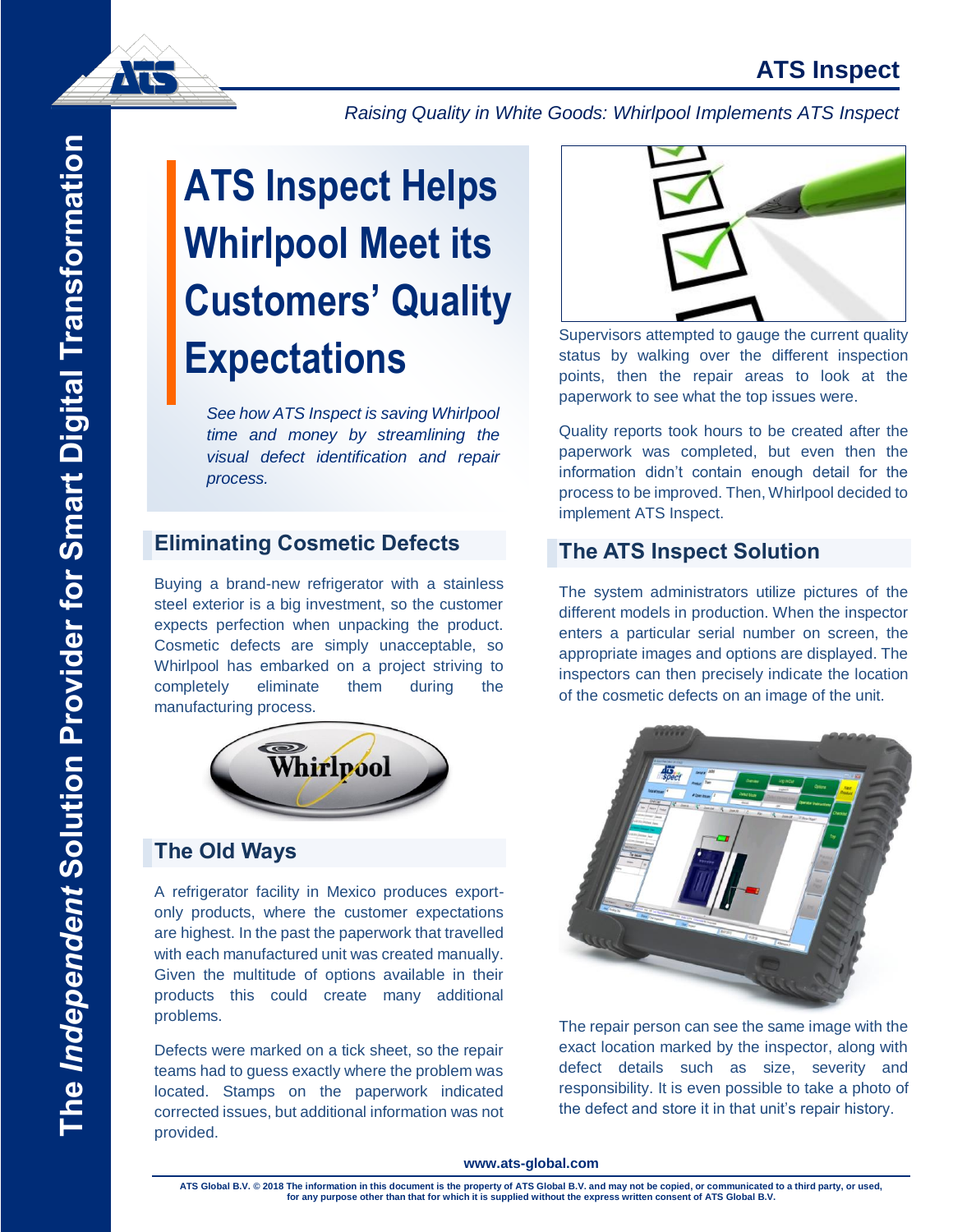# ATS Inspect Helps Whirlpool Meet its Customers' Quality Expectations

*Raising Quality in White Goods: Whirlpool Implements ATS Inspect*

*See how ATS Inspect is saving Whirlpool time and money by streamlining the visual defect identification and repair process.*

## Eliminating Cosmetic Defects

Buying a brand-new refrigerator with a stainless steel exterior is a big investment, so the customer expects perfection when unpacking the product. Cosmetic defects are simply unacceptable, so Whirlpool has embarked on a project striving to completely eliminate them during the manufacturing process.

## The Old Ways

A refrigerator facility in Mexico produces export-only products, where the customer expectations are highest. In the past the paperwork that travelled with each manufactured unit was created manually. Given the multitude of options available in their products this could create many additional problems.

Defects were marked on a tick sheet, so the repair teams had to guess exactly where the problem was located. Stamps on the paperwork indicated corrected issues, but additional information was not provided.

Supervisors attempted to gauge the current quality status by walking over the different inspection points, then the repair areas to look at the paperwork to see what the top issues were.

Quality reports took hours to be created after the paperwork was completed, but even then the information didn't contain enough detail for the process to be improved. Then, Whirlpool decided to implement ATS Inspect.

## The ATS Inspect Solution

The system administrators utilize pictures of the different models in production. When the inspector enters a particular serial number on screen, the appropriate images and options are displayed. The inspectors can then precisely indicate the location of the cosmetic defects on an image of the unit.

The repair person can see the same image with the exact location marked by the inspector, along with defect details such as size, severity and responsibility. It is even possible to take a photo of the defect and store it in that unit's repair history.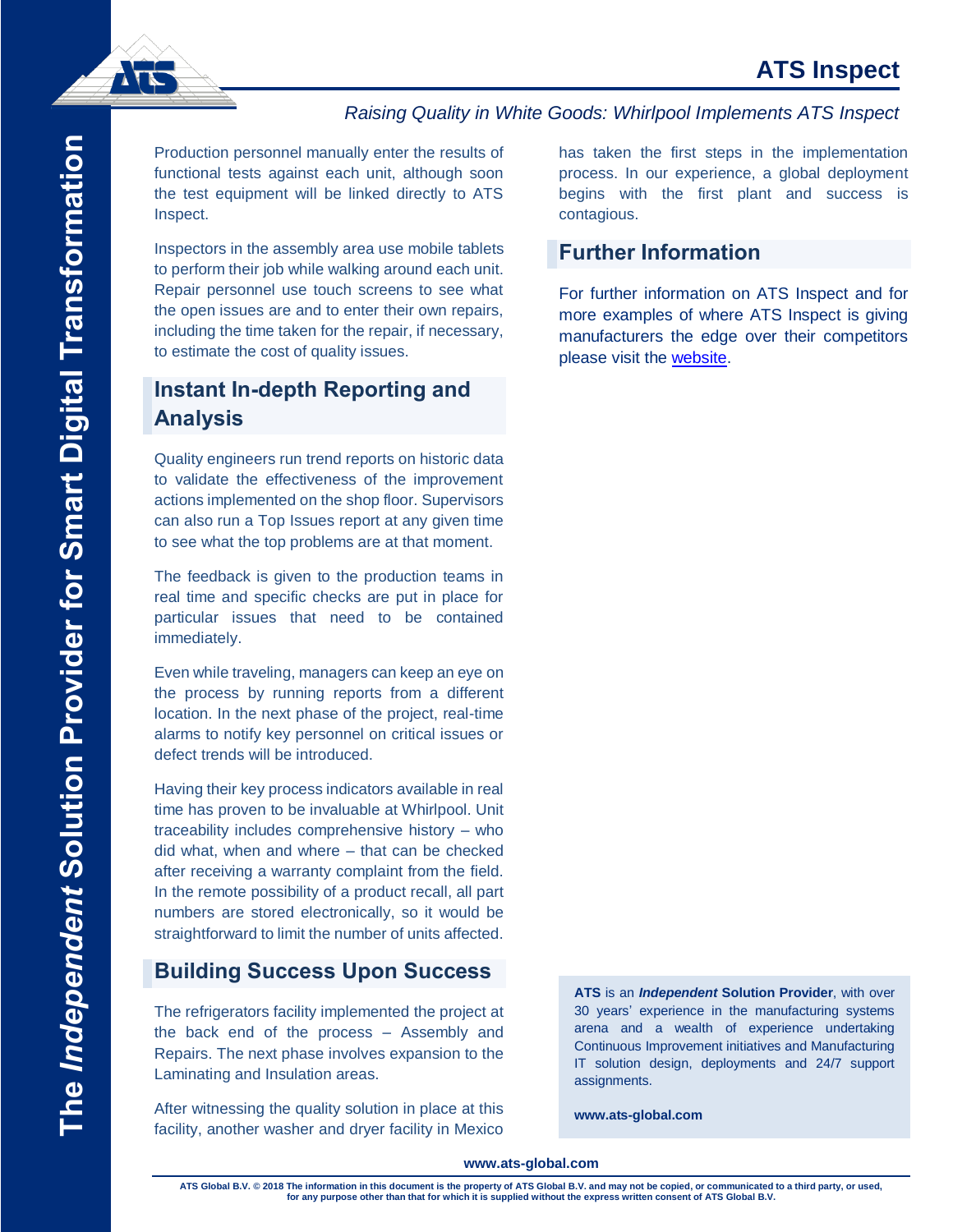Production personnel manually enter the results of functional tests against each unit, although soon the test equipment will be linked directly to ATS Inspect.

Inspectors in the assembly area use mobile tablets to perform their job while walking around each unit. Repair personnel use touch screens to see what the open issues are and to enter their own repairs, including the time taken for the repair, if necessary, to estimate the cost of quality issues.

## Instant In-depth Reporting and Analysis

Quality engineers run trend reports on historic data to validate the effectiveness of the improvement actions implemented on the shop floor. Supervisors can also run a Top Issues report at any given time to see what the top problems are at that moment.

The feedback is given to the production teams in real time and specific checks are put in place for particular issues that need to be contained immediately.

Even while traveling, managers can keep an eye on the process by running reports from a different location. In the next phase of the project, real-time alarms to notify key personnel on critical issues or defect trends will be introduced.

Having their key process indicators available in real time has proven to be invaluable at Whirlpool. Unit traceability includes comprehensive history – who did what, when and where – that can be checked after receiving a warranty complaint from the field. In the remote possibility of a product recall, all part numbers are stored electronically, so it would be straightforward to limit the number of units affected.

## Building Success Upon Success

The refrigerators facility implemented the project at the back end of the process – Assembly and Repairs. The next phase involves expansion to the Laminating and Insulation areas.

After witnessing the quality solution in place at this facility, another washer and dryer facility in Mexico has taken the first steps in the implementation process. In our experience, a global deployment begins with the first plant and success is contagious.

## Further Information

For further information on ATS Inspect and for more examples of where ATS Inspect is giving manufacturers the edge over their competitors please visit the website.

**ATS** is an ***Independent*** **Solution Provider**, with over 30 years' experience in the manufacturing systems arena and a wealth of experience undertaking Continuous Improvement initiatives and Manufacturing IT solution design, deployments and 24/7 support assignments.

**www.ats-global.com**